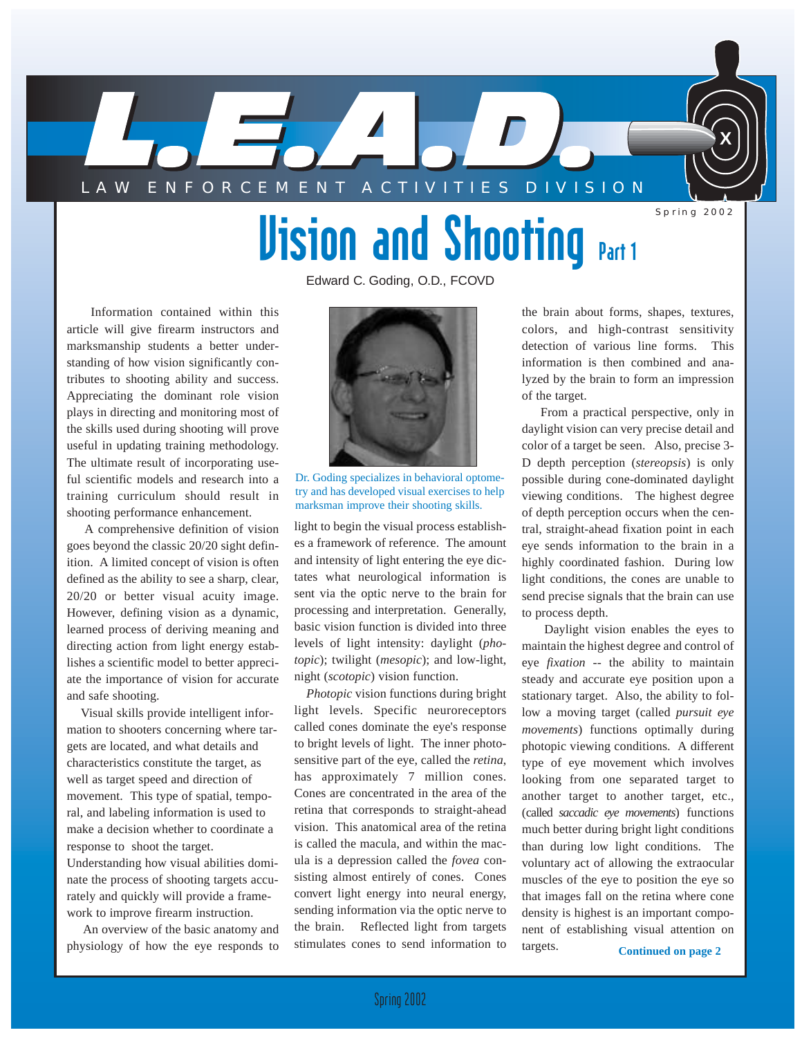# L.E.A.D.

LAW ENFORCEMENT ACTIVITIES DIVISION

Spring 2002

# Vision and Shooting Part 1

Edward C. Goding, O.D., FCOVD

Information contained within this article will give firearm instructors and marksmanship students a better understanding of how vision significantly contributes to shooting ability and success. Appreciating the dominant role vision plays in directing and monitoring most of the skills used during shooting will prove useful in updating training methodology. The ultimate result of incorporating useful scientific models and research into a training curriculum should result in shooting performance enhancement.

A comprehensive definition of vision goes beyond the classic 20/20 sight definition. A limited concept of vision is often defined as the ability to see a sharp, clear, 20/20 or better visual acuity image. However, defining vision as a dynamic, learned process of deriving meaning and directing action from light energy establishes a scientific model to better appreciate the importance of vision for accurate and safe shooting.

Visual skills provide intelligent information to shooters concerning where targets are located, and what details and characteristics constitute the target, as well as target speed and direction of movement. This type of spatial, temporal, and labeling information is used to make a decision whether to coordinate a response to shoot the target. Understanding how visual abilities dominate the process of shooting targets accurately and quickly will provide a framework to improve firearm instruction.

An overview of the basic anatomy and physiology of how the eye responds to light to begin the visual process establishes a framework of reference. The amount and intensity of light entering the eye dictates what neurological information is sent via the optic nerve to the brain for processing and interpretation. Generally, basic vision function is divided into three levels of light intensity: daylight (*photopic*); twilight (*mesopic*); and low-light, night (*scotopic*) vision function.

Dr. Goding specializes in behavioral optometry and has developed visual exercises to help marksman improve their shooting skills.

*Photopic* vision functions during bright light levels. Specific neuroreceptors called cones dominate the eye's response to bright levels of light. The inner photosensitive part of the eye, called the *retina*, has approximately 7 million cones. Cones are concentrated in the area of the retina that corresponds to straight-ahead vision. This anatomical area of the retina is called the macula, and within the macula is a depression called the *fovea* consisting almost entirely of cones. Cones convert light energy into neural energy, sending information via the optic nerve to the brain. Reflected light from targets stimulates cones to send information to the brain about forms, shapes, textures, colors, and high-contrast sensitivity detection of various line forms. This information is then combined and analyzed by the brain to form an impression of the target.

From a practical perspective, only in daylight vision can very precise detail and color of a target be seen. Also, precise 3-D depth perception (*stereopsis*) is only possible during cone-dominated daylight viewing conditions. The highest degree of depth perception occurs when the central, straight-ahead fixation point in each eye sends information to the brain in a highly coordinated fashion. During low light conditions, the cones are unable to send precise signals that the brain can use to process depth.

Daylight vision enables the eyes to maintain the highest degree and control of eye *fixation* -- the ability to maintain steady and accurate eye position upon a stationary target. Also, the ability to follow a moving target (called *pursuit eye movements*) functions optimally during photopic viewing conditions. A different type of eye movement which involves looking from one separated target to another target to another target, etc., (called *saccadic eye movements*) functions much better during bright light conditions than during low light conditions. The voluntary act of allowing the extraocular muscles of the eye to position the eye so that images fall on the retina where cone density is highest is an important component of establishing visual attention on targets.

**Continued on page 2**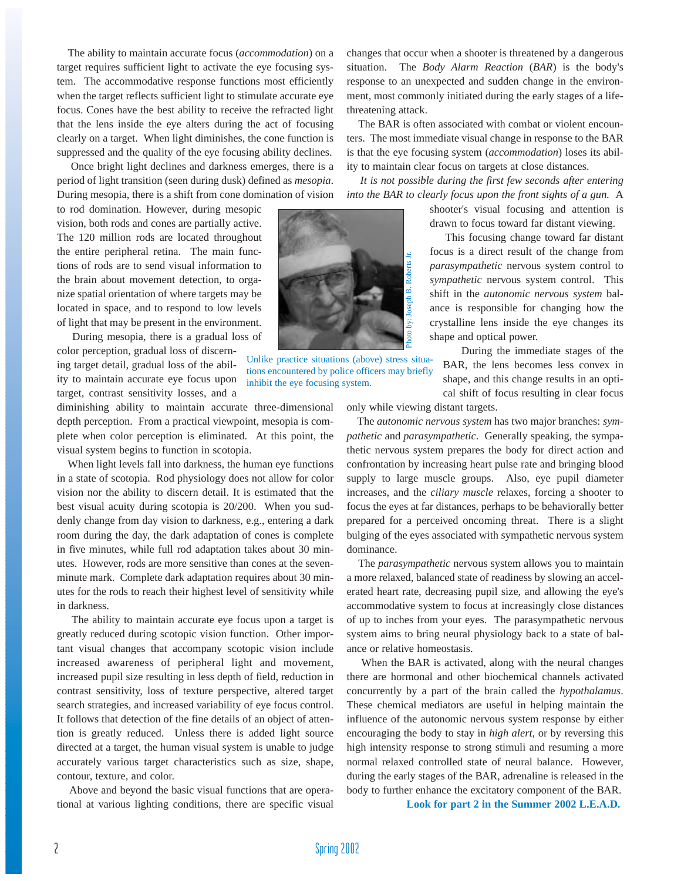The ability to maintain accurate focus (*accommodation*) on a target requires sufficient light to activate the eye focusing system. The accommodative response functions most efficiently when the target reflects sufficient light to stimulate accurate eye focus. Cones have the best ability to receive the refracted light that the lens inside the eye alters during the act of focusing clearly on a target. When light diminishes, the cone function is suppressed and the quality of the eye focusing ability declines.

Once bright light declines and darkness emerges, there is a period of light transition (seen during dusk) defined as *mesopia*. During mesopia, there is a shift from cone domination of vision to rod domination. However, during mesopic vision, both rods and cones are partially active. The 120 million rods are located throughout the entire peripheral retina. The main functions of rods are to send visual information to the brain about movement detection, to organize spatial orientation of where targets may be located in space, and to respond to low levels of light that may be present in the environment.

During mesopia, there is a gradual loss of color perception, gradual loss of discerning target detail, gradual loss of the ability to maintain accurate eye focus upon target, contrast sensitivity losses, and a diminishing ability to maintain accurate three-dimensional depth perception. From a practical viewpoint, mesopia is complete when color perception is eliminated. At this point, the visual system begins to function in scotopia.

When light levels fall into darkness, the human eye functions in a state of scotopia. Rod physiology does not allow for color vision nor the ability to discern detail. It is estimated that the best visual acuity during scotopia is 20/200. When you suddenly change from day vision to darkness, e.g., entering a dark room during the day, the dark adaptation of cones is complete in five minutes, while full rod adaptation takes about 30 minutes. However, rods are more sensitive than cones at the seven-minute mark. Complete dark adaptation requires about 30 minutes for the rods to reach their highest level of sensitivity while in darkness.

The ability to maintain accurate eye focus upon a target is greatly reduced during scotopic vision function. Other important visual changes that accompany scotopic vision include increased awareness of peripheral light and movement, increased pupil size resulting in less depth of field, reduction in contrast sensitivity, loss of texture perspective, altered target search strategies, and increased variability of eye focus control. It follows that detection of the fine details of an object of attention is greatly reduced. Unless there is added light source directed at a target, the human visual system is unable to judge accurately various target characteristics such as size, shape, contour, texture, and color.

Above and beyond the basic visual functions that are operational at various lighting conditions, there are specific visual changes that occur when a shooter is threatened by a dangerous situation. The *Body Alarm Reaction* (*BAR*) is the body's response to an unexpected and sudden change in the environment, most commonly initiated during the early stages of a life-threatening attack.

The BAR is often associated with combat or violent encounters. The most immediate visual change in response to the BAR is that the eye focusing system (*accommodation*) loses its ability to maintain clear focus on targets at close distances.

*It is not possible during the first few seconds after entering into the BAR to clearly focus upon the front sights of a gun.* A shooter's visual focusing and attention is drawn to focus toward far distant viewing.

Photo by: Joseph B. Roberts Jr.

Unlike practice situations (above) stress situations encountered by police officers may briefly inhibit the eye focusing system.

This focusing change toward far distant focus is a direct result of the change from *parasympathetic* nervous system control to *sympathetic* nervous system control. This shift in the *autonomic nervous system* balance is responsible for changing how the crystalline lens inside the eye changes its shape and optical power.

During the immediate stages of the BAR, the lens becomes less convex in shape, and this change results in an optical shift of focus resulting in clear focus only while viewing distant targets.

The *autonomic nervous system* has two major branches: *sympathetic* and *parasympathetic*. Generally speaking, the sympathetic nervous system prepares the body for direct action and confrontation by increasing heart pulse rate and bringing blood supply to large muscle groups. Also, eye pupil diameter increases, and the *ciliary muscle* relaxes, forcing a shooter to focus the eyes at far distances, perhaps to be behaviorally better prepared for a perceived oncoming threat. There is a slight bulging of the eyes associated with sympathetic nervous system dominance.

The *parasympathetic* nervous system allows you to maintain a more relaxed, balanced state of readiness by slowing an accelerated heart rate, decreasing pupil size, and allowing the eye's accommodative system to focus at increasingly close distances of up to inches from your eyes. The parasympathetic nervous system aims to bring neural physiology back to a state of balance or relative homeostasis.

When the BAR is activated, along with the neural changes there are hormonal and other biochemical channels activated concurrently by a part of the brain called the *hypothalamus*. These chemical mediators are useful in helping maintain the influence of the autonomic nervous system response by either encouraging the body to stay in *high alert*, or by reversing this high intensity response to strong stimuli and resuming a more normal relaxed controlled state of neural balance. However, during the early stages of the BAR, adrenaline is released in the body to further enhance the excitatory component of the BAR.

**Look for part 2 in the Summer 2002 L.E.A.D.**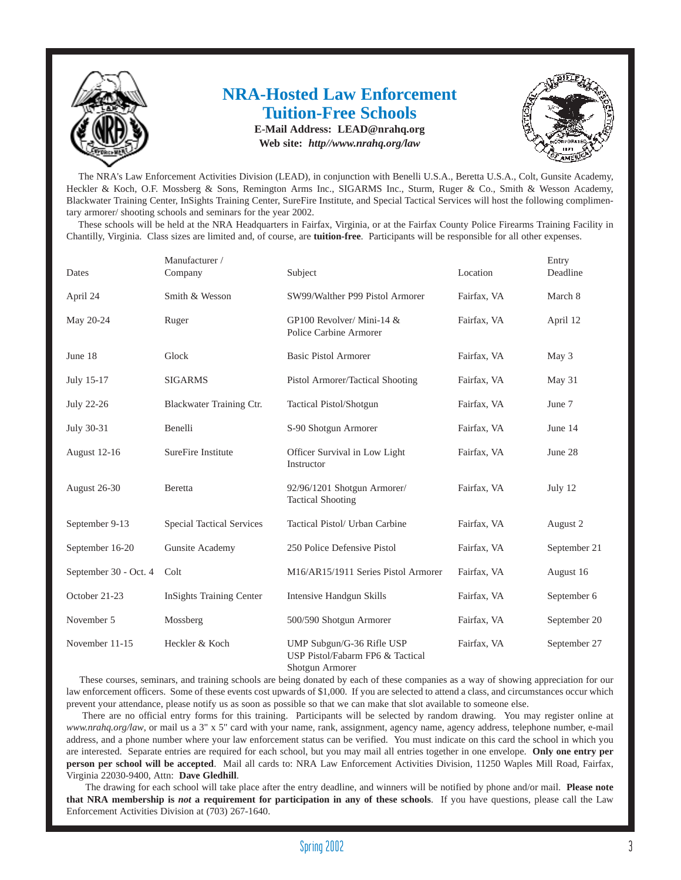# NRA-Hosted Law Enforcement Tuition-Free Schools

**E-Mail Address: LEAD@nrahq.org**

**Web site:** ***http//www.nrahq.org/law***

The NRA's Law Enforcement Activities Division (LEAD), in conjunction with Benelli U.S.A., Beretta U.S.A., Colt, Gunsite Academy, Heckler & Koch, O.F. Mossberg & Sons, Remington Arms Inc., SIGARMS Inc., Sturm, Ruger & Co., Smith & Wesson Academy, Blackwater Training Center, InSights Training Center, SureFire Institute, and Special Tactical Services will host the following complimentary armorer/ shooting schools and seminars for the year 2002.

These schools will be held at the NRA Headquarters in Fairfax, Virginia, or at the Fairfax County Police Firearms Training Facility in Chantilly, Virginia. Class sizes are limited and, of course, are **tuition-free**. Participants will be responsible for all other expenses.

| Dates | Manufacturer / Company | Subject | Location | Entry Deadline |
|---|---|---|---|---|
| April 24 | Smith & Wesson | SW99/Walther P99 Pistol Armorer | Fairfax, VA | March 8 |
| May 20-24 | Ruger | GP100 Revolver/ Mini-14 & Police Carbine Armorer | Fairfax, VA | April 12 |
| June 18 | Glock | Basic Pistol Armorer | Fairfax, VA | May 3 |
| July 15-17 | SIGARMS | Pistol Armorer/Tactical Shooting | Fairfax, VA | May 31 |
| July 22-26 | Blackwater Training Ctr. | Tactical Pistol/Shotgun | Fairfax, VA | June 7 |
| July 30-31 | Benelli | S-90 Shotgun Armorer | Fairfax, VA | June 14 |
| August 12-16 | SureFire Institute | Officer Survival in Low Light Instructor | Fairfax, VA | June 28 |
| August 26-30 | Beretta | 92/96/1201 Shotgun Armorer/ Tactical Shooting | Fairfax, VA | July 12 |
| September 9-13 | Special Tactical Services | Tactical Pistol/ Urban Carbine | Fairfax, VA | August 2 |
| September 16-20 | Gunsite Academy | 250 Police Defensive Pistol | Fairfax, VA | September 21 |
| September 30 - Oct. 4 | Colt | M16/AR15/1911 Series Pistol Armorer | Fairfax, VA | August 16 |
| October 21-23 | InSights Training Center | Intensive Handgun Skills | Fairfax, VA | September 6 |
| November 5 | Mossberg | 500/590 Shotgun Armorer | Fairfax, VA | September 20 |
| November 11-15 | Heckler & Koch | UMP Subgun/G-36 Rifle USP USP Pistol/Fabarm FP6 & Tactical Shotgun Armorer | Fairfax, VA | September 27 |

These courses, seminars, and training schools are being donated by each of these companies as a way of showing appreciation for our law enforcement officers. Some of these events cost upwards of $1,000. If you are selected to attend a class, and circumstances occur which prevent your attendance, please notify us as soon as possible so that we can make that slot available to someone else.

There are no official entry forms for this training. Participants will be selected by random drawing. You may register online at *www.nrahq.org/law*, or mail us a 3" x 5" card with your name, rank, assignment, agency name, agency address, telephone number, e-mail address, and a phone number where your law enforcement status can be verified. You must indicate on this card the school in which you are interested. Separate entries are required for each school, but you may mail all entries together in one envelope. **Only one entry per person per school will be accepted**. Mail all cards to: NRA Law Enforcement Activities Division, 11250 Waples Mill Road, Fairfax, Virginia 22030-9400, Attn: **Dave Gledhill**.

The drawing for each school will take place after the entry deadline, and winners will be notified by phone and/or mail. **Please note that NRA membership is *not* a requirement for participation in any of these schools**. If you have questions, please call the Law Enforcement Activities Division at (703) 267-1640.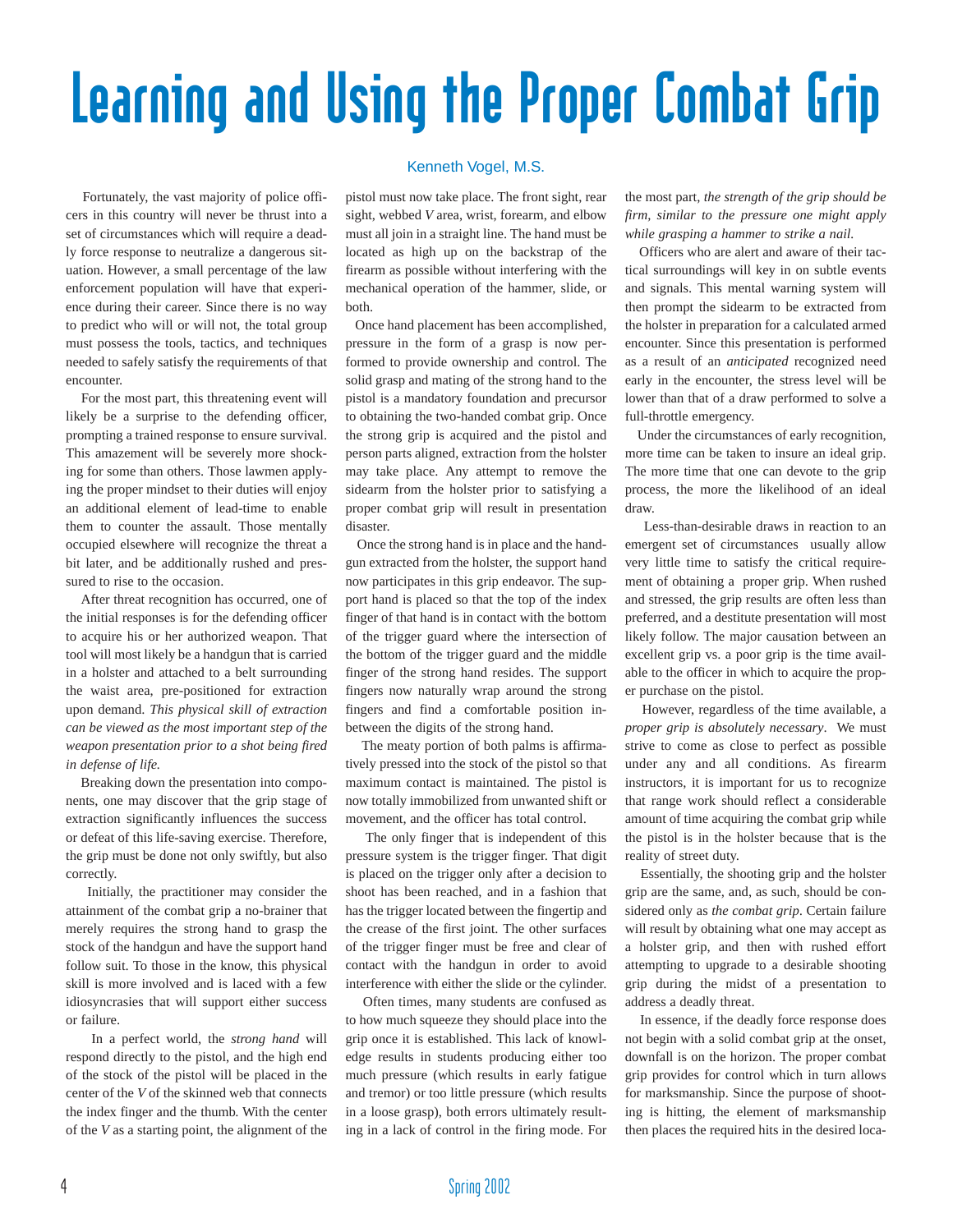# Learning and Using the Proper Combat Grip

Kenneth Vogel, M.S.

Fortunately, the vast majority of police officers in this country will never be thrust into a set of circumstances which will require a deadly force response to neutralize a dangerous situation. However, a small percentage of the law enforcement population will have that experience during their career. Since there is no way to predict who will or will not, the total group must possess the tools, tactics, and techniques needed to safely satisfy the requirements of that encounter.

For the most part, this threatening event will likely be a surprise to the defending officer, prompting a trained response to ensure survival. This amazement will be severely more shocking for some than others. Those lawmen applying the proper mindset to their duties will enjoy an additional element of lead-time to enable them to counter the assault. Those mentally occupied elsewhere will recognize the threat a bit later, and be additionally rushed and pressured to rise to the occasion.

After threat recognition has occurred, one of the initial responses is for the defending officer to acquire his or her authorized weapon. That tool will most likely be a handgun that is carried in a holster and attached to a belt surrounding the waist area, pre-positioned for extraction upon demand. *This physical skill of extraction can be viewed as the most important step of the weapon presentation prior to a shot being fired in defense of life.*

Breaking down the presentation into components, one may discover that the grip stage of extraction significantly influences the success or defeat of this life-saving exercise. Therefore, the grip must be done not only swiftly, but also correctly.

Initially, the practitioner may consider the attainment of the combat grip a no-brainer that merely requires the strong hand to grasp the stock of the handgun and have the support hand follow suit. To those in the know, this physical skill is more involved and is laced with a few idiosyncrasies that will support either success or failure.

In a perfect world, the *strong hand* will respond directly to the pistol, and the high end of the stock of the pistol will be placed in the center of the *V* of the skinned web that connects the index finger and the thumb. With the center of the *V* as a starting point, the alignment of the pistol must now take place. The front sight, rear sight, webbed *V* area, wrist, forearm, and elbow must all join in a straight line. The hand must be located as high up on the backstrap of the firearm as possible without interfering with the mechanical operation of the hammer, slide, or both.

Once hand placement has been accomplished, pressure in the form of a grasp is now performed to provide ownership and control. The solid grasp and mating of the strong hand to the pistol is a mandatory foundation and precursor to obtaining the two-handed combat grip. Once the strong grip is acquired and the pistol and person parts aligned, extraction from the holster may take place. Any attempt to remove the sidearm from the holster prior to satisfying a proper combat grip will result in presentation disaster.

Once the strong hand is in place and the handgun extracted from the holster, the support hand now participates in this grip endeavor. The support hand is placed so that the top of the index finger of that hand is in contact with the bottom of the trigger guard where the intersection of the bottom of the trigger guard and the middle finger of the strong hand resides. The support fingers now naturally wrap around the strong fingers and find a comfortable position in-between the digits of the strong hand.

The meaty portion of both palms is affirmatively pressed into the stock of the pistol so that maximum contact is maintained. The pistol is now totally immobilized from unwanted shift or movement, and the officer has total control.

The only finger that is independent of this pressure system is the trigger finger. That digit is placed on the trigger only after a decision to shoot has been reached, and in a fashion that has the trigger located between the fingertip and the crease of the first joint. The other surfaces of the trigger finger must be free and clear of contact with the handgun in order to avoid interference with either the slide or the cylinder.

Often times, many students are confused as to how much squeeze they should place into the grip once it is established. This lack of knowledge results in students producing either too much pressure (which results in early fatigue and tremor) or too little pressure (which results in a loose grasp), both errors ultimately resulting in a lack of control in the firing mode. For the most part, *the strength of the grip should be firm, similar to the pressure one might apply while grasping a hammer to strike a nail.*

Officers who are alert and aware of their tactical surroundings will key in on subtle events and signals. This mental warning system will then prompt the sidearm to be extracted from the holster in preparation for a calculated armed encounter. Since this presentation is performed as a result of an *anticipated* recognized need early in the encounter, the stress level will be lower than that of a draw performed to solve a full-throttle emergency.

Under the circumstances of early recognition, more time can be taken to insure an ideal grip. The more time that one can devote to the grip process, the more the likelihood of an ideal draw.

Less-than-desirable draws in reaction to an emergent set of circumstances usually allow very little time to satisfy the critical requirement of obtaining a proper grip. When rushed and stressed, the grip results are often less than preferred, and a destitute presentation will most likely follow. The major causation between an excellent grip vs. a poor grip is the time available to the officer in which to acquire the proper purchase on the pistol.

However, regardless of the time available, a *proper grip is absolutely necessary*. We must strive to come as close to perfect as possible under any and all conditions. As firearm instructors, it is important for us to recognize that range work should reflect a considerable amount of time acquiring the combat grip while the pistol is in the holster because that is the reality of street duty.

Essentially, the shooting grip and the holster grip are the same, and, as such, should be considered only as *the combat grip*. Certain failure will result by obtaining what one may accept as a holster grip, and then with rushed effort attempting to upgrade to a desirable shooting grip during the midst of a presentation to address a deadly threat.

In essence, if the deadly force response does not begin with a solid combat grip at the onset, downfall is on the horizon. The proper combat grip provides for control which in turn allows for marksmanship. Since the purpose of shooting is hitting, the element of marksmanship then places the required hits in the desired loca-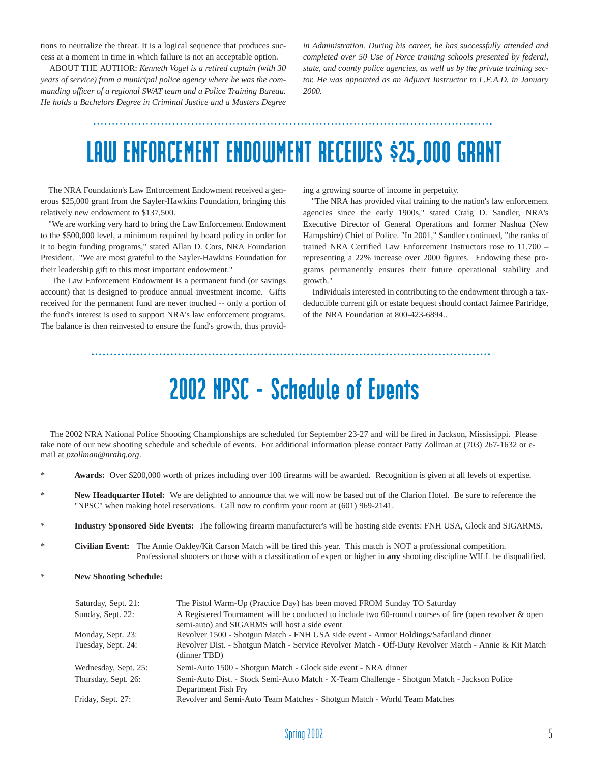tions to neutralize the threat. It is a logical sequence that produces success at a moment in time in which failure is not an acceptable option.

ABOUT THE AUTHOR: *Kenneth Vogel is a retired captain (with 30 years of service) from a municipal police agency where he was the commanding officer of a regional SWAT team and a Police Training Bureau. He holds a Bachelors Degree in Criminal Justice and a Masters Degree in Administration. During his career, he has successfully attended and completed over 50 Use of Force training schools presented by federal, state, and county police agencies, as well as by the private training sector. He was appointed as an Adjunct Instructor to L.E.A.D. in January 2000.*

# LAW ENFORCEMENT ENDOWMENT RECEIVES $25,000 GRANT

The NRA Foundation's Law Enforcement Endowment received a generous $25,000 grant from the Sayler-Hawkins Foundation, bringing this relatively new endowment to $137,500.

"We are working very hard to bring the Law Enforcement Endowment to the $500,000 level, a minimum required by board policy in order for it to begin funding programs," stated Allan D. Cors, NRA Foundation President. "We are most grateful to the Sayler-Hawkins Foundation for their leadership gift to this most important endowment."

The Law Enforcement Endowment is a permanent fund (or savings account) that is designed to produce annual investment income. Gifts received for the permanent fund are never touched -- only a portion of the fund's interest is used to support NRA's law enforcement programs. The balance is then reinvested to ensure the fund's growth, thus providing a growing source of income in perpetuity.

"The NRA has provided vital training to the nation's law enforcement agencies since the early 1900s," stated Craig D. Sandler, NRA's Executive Director of General Operations and former Nashua (New Hampshire) Chief of Police. "In 2001," Sandler continued, "the ranks of trained NRA Certified Law Enforcement Instructors rose to 11,700 – representing a 22% increase over 2000 figures. Endowing these programs permanently ensures their future operational stability and growth."

Individuals interested in contributing to the endowment through a tax-deductible current gift or estate bequest should contact Jaimee Partridge, of the NRA Foundation at 800-423-6894..

# 2002 NPSC - Schedule of Events

The 2002 NRA National Police Shooting Championships are scheduled for September 23-27 and will be fired in Jackson, Mississippi. Please take note of our new shooting schedule and schedule of events. For additional information please contact Patty Zollman at (703) 267-1632 or e-mail at *pzollman@nrahq.org*.

* **Awards:** Over $200,000 worth of prizes including over 100 firearms will be awarded. Recognition is given at all levels of expertise.
* **New Headquarter Hotel:** We are delighted to announce that we will now be based out of the Clarion Hotel. Be sure to reference the "NPSC" when making hotel reservations. Call now to confirm your room at (601) 969-2141.
* **Industry Sponsored Side Events:** The following firearm manufacturer's will be hosting side events: FNH USA, Glock and SIGARMS.
* **Civilian Event:** The Annie Oakley/Kit Carson Match will be fired this year. This match is NOT a professional competition. Professional shooters or those with a classification of expert or higher in **any** shooting discipline WILL be disqualified.
* **New Shooting Schedule:**

| | |
|---|---|
| Saturday, Sept. 21: | The Pistol Warm-Up (Practice Day) has been moved FROM Sunday TO Saturday |
| Sunday, Sept. 22: | A Registered Tournament will be conducted to include two 60-round courses of fire (open revolver & open semi-auto) and SIGARMS will host a side event |
| Monday, Sept. 23: | Revolver 1500 - Shotgun Match - FNH USA side event - Armor Holdings/Safariland dinner |
| Tuesday, Sept. 24: | Revolver Dist. - Shotgun Match - Service Revolver Match - Off-Duty Revolver Match - Annie & Kit Match (dinner TBD) |
| Wednesday, Sept. 25: | Semi-Auto 1500 - Shotgun Match - Glock side event - NRA dinner |
| Thursday, Sept. 26: | Semi-Auto Dist. - Stock Semi-Auto Match - X-Team Challenge - Shotgun Match - Jackson Police Department Fish Fry |
| Friday, Sept. 27: | Revolver and Semi-Auto Team Matches - Shotgun Match - World Team Matches |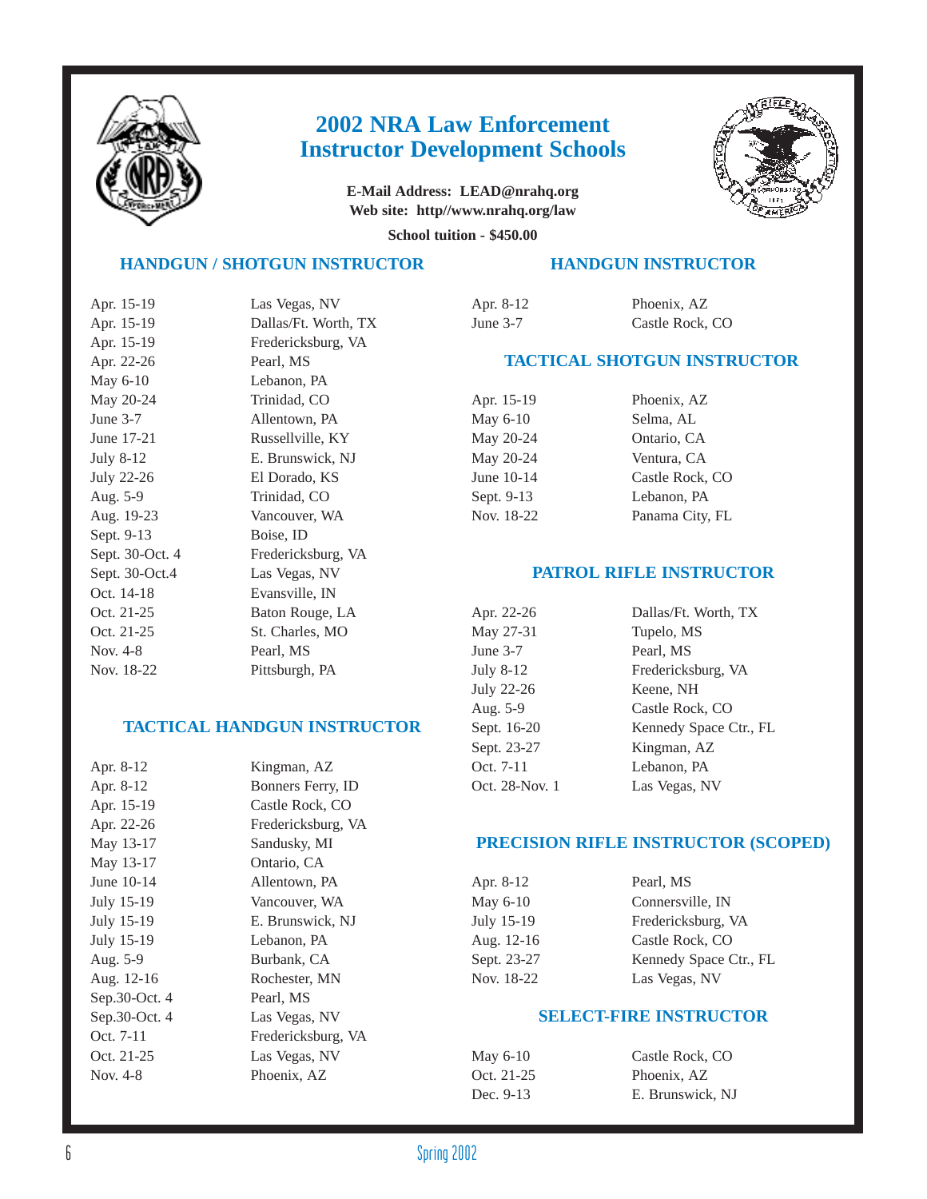# 2002 NRA Law Enforcement Instructor Development Schools

**E-Mail Address: LEAD@nrahq.org**
**Web site: http//www.nrahq.org/law**

**School tuition - $450.00**

## HANDGUN / SHOTGUN INSTRUCTOR

| | |
|---|---|
| Apr. 15-19 | Las Vegas, NV |
| Apr. 15-19 | Dallas/Ft. Worth, TX |
| Apr. 15-19 | Fredericksburg, VA |
| Apr. 22-26 | Pearl, MS |
| May 6-10 | Lebanon, PA |
| May 20-24 | Trinidad, CO |
| June 3-7 | Allentown, PA |
| June 17-21 | Russellville, KY |
| July 8-12 | E. Brunswick, NJ |
| July 22-26 | El Dorado, KS |
| Aug. 5-9 | Trinidad, CO |
| Aug. 19-23 | Vancouver, WA |
| Sept. 9-13 | Boise, ID |
| Sept. 30-Oct. 4 | Fredericksburg, VA |
| Sept. 30-Oct.4 | Las Vegas, NV |
| Oct. 14-18 | Evansville, IN |
| Oct. 21-25 | Baton Rouge, LA |
| Oct. 21-25 | St. Charles, MO |
| Nov. 4-8 | Pearl, MS |
| Nov. 18-22 | Pittsburgh, PA |

## TACTICAL HANDGUN INSTRUCTOR

| | |
|---|---|
| Apr. 8-12 | Kingman, AZ |
| Apr. 8-12 | Bonners Ferry, ID |
| Apr. 15-19 | Castle Rock, CO |
| Apr. 22-26 | Fredericksburg, VA |
| May 13-17 | Sandusky, MI |
| May 13-17 | Ontario, CA |
| June 10-14 | Allentown, PA |
| July 15-19 | Vancouver, WA |
| July 15-19 | E. Brunswick, NJ |
| July 15-19 | Lebanon, PA |
| Aug. 5-9 | Burbank, CA |
| Aug. 12-16 | Rochester, MN |
| Sep.30-Oct. 4 | Pearl, MS |
| Sep.30-Oct. 4 | Las Vegas, NV |
| Oct. 7-11 | Fredericksburg, VA |
| Oct. 21-25 | Las Vegas, NV |
| Nov. 4-8 | Phoenix, AZ |

## HANDGUN INSTRUCTOR

| | |
|---|---|
| Apr. 8-12 | Phoenix, AZ |
| June 3-7 | Castle Rock, CO |

## TACTICAL SHOTGUN INSTRUCTOR

| | |
|---|---|
| Apr. 15-19 | Phoenix, AZ |
| May 6-10 | Selma, AL |
| May 20-24 | Ontario, CA |
| May 20-24 | Ventura, CA |
| June 10-14 | Castle Rock, CO |
| Sept. 9-13 | Lebanon, PA |
| Nov. 18-22 | Panama City, FL |

## PATROL RIFLE INSTRUCTOR

| | |
|---|---|
| Apr. 22-26 | Dallas/Ft. Worth, TX |
| May 27-31 | Tupelo, MS |
| June 3-7 | Pearl, MS |
| July 8-12 | Fredericksburg, VA |
| July 22-26 | Keene, NH |
| Aug. 5-9 | Castle Rock, CO |
| Sept. 16-20 | Kennedy Space Ctr., FL |
| Sept. 23-27 | Kingman, AZ |
| Oct. 7-11 | Lebanon, PA |
| Oct. 28-Nov. 1 | Las Vegas, NV |

## PRECISION RIFLE INSTRUCTOR (SCOPED)

| | |
|---|---|
| Apr. 8-12 | Pearl, MS |
| May 6-10 | Connersville, IN |
| July 15-19 | Fredericksburg, VA |
| Aug. 12-16 | Castle Rock, CO |
| Sept. 23-27 | Kennedy Space Ctr., FL |
| Nov. 18-22 | Las Vegas, NV |

## SELECT-FIRE INSTRUCTOR

| | |
|---|---|
| May 6-10 | Castle Rock, CO |
| Oct. 21-25 | Phoenix, AZ |
| Dec. 9-13 | E. Brunswick, NJ |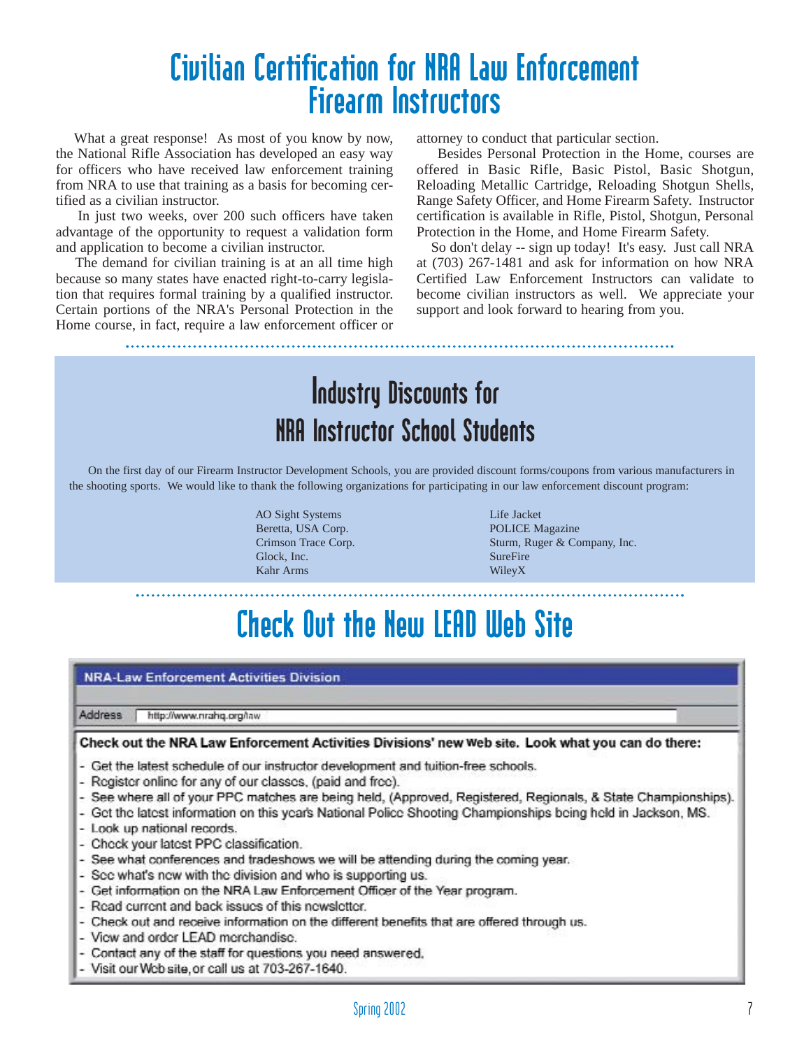# Civilian Certification for NRA Law Enforcement Firearm Instructors

What a great response! As most of you know by now, the National Rifle Association has developed an easy way for officers who have received law enforcement training from NRA to use that training as a basis for becoming certified as a civilian instructor.

In just two weeks, over 200 such officers have taken advantage of the opportunity to request a validation form and application to become a civilian instructor.

The demand for civilian training is at an all time high because so many states have enacted right-to-carry legislation that requires formal training by a qualified instructor. Certain portions of the NRA's Personal Protection in the Home course, in fact, require a law enforcement officer or attorney to conduct that particular section.

Besides Personal Protection in the Home, courses are offered in Basic Rifle, Basic Pistol, Basic Shotgun, Reloading Metallic Cartridge, Reloading Shotgun Shells, Range Safety Officer, and Home Firearm Safety. Instructor certification is available in Rifle, Pistol, Shotgun, Personal Protection in the Home, and Home Firearm Safety.

So don't delay -- sign up today! It's easy. Just call NRA at (703) 267-1481 and ask for information on how NRA Certified Law Enforcement Instructors can validate to become civilian instructors as well. We appreciate your support and look forward to hearing from you.

# Industry Discounts for NRA Instructor School Students

On the first day of our Firearm Instructor Development Schools, you are provided discount forms/coupons from various manufacturers in the shooting sports. We would like to thank the following organizations for participating in our law enforcement discount program:

- AO Sight Systems
- Beretta, USA Corp.
- Crimson Trace Corp.
- Glock, Inc.
- Kahr Arms
- Life Jacket
- POLICE Magazine
- Sturm, Ruger & Company, Inc.
- SureFire
- WileyX

# Check Out the New LEAD Web Site

NRA-Law Enforcement Activities Division

Address http://www.nrahq.org/law

**Check out the NRA Law Enforcement Activities Divisions' new Web site. Look what you can do there:**

- Get the latest schedule of our instructor development and tuition-free schools.
- Register online for any of our classes, (paid and free).
- See where all of your PPC matches are being held, (Approved, Registered, Regionals, & State Championships).
- Get the latest information on this year's National Police Shooting Championships being held in Jackson, MS.
- Look up national records.
- Check your latest PPC classification.
- See what conferences and tradeshows we will be attending during the coming year.
- See what's new with the division and who is supporting us.
- Get information on the NRA Law Enforcement Officer of the Year program.
- Read current and back issues of this newsletter.
- Check out and receive information on the different benefits that are offered through us.
- View and order LEAD merchandise.
- Contact any of the staff for questions you need answered.
- Visit our Web site, or call us at 703-267-1640.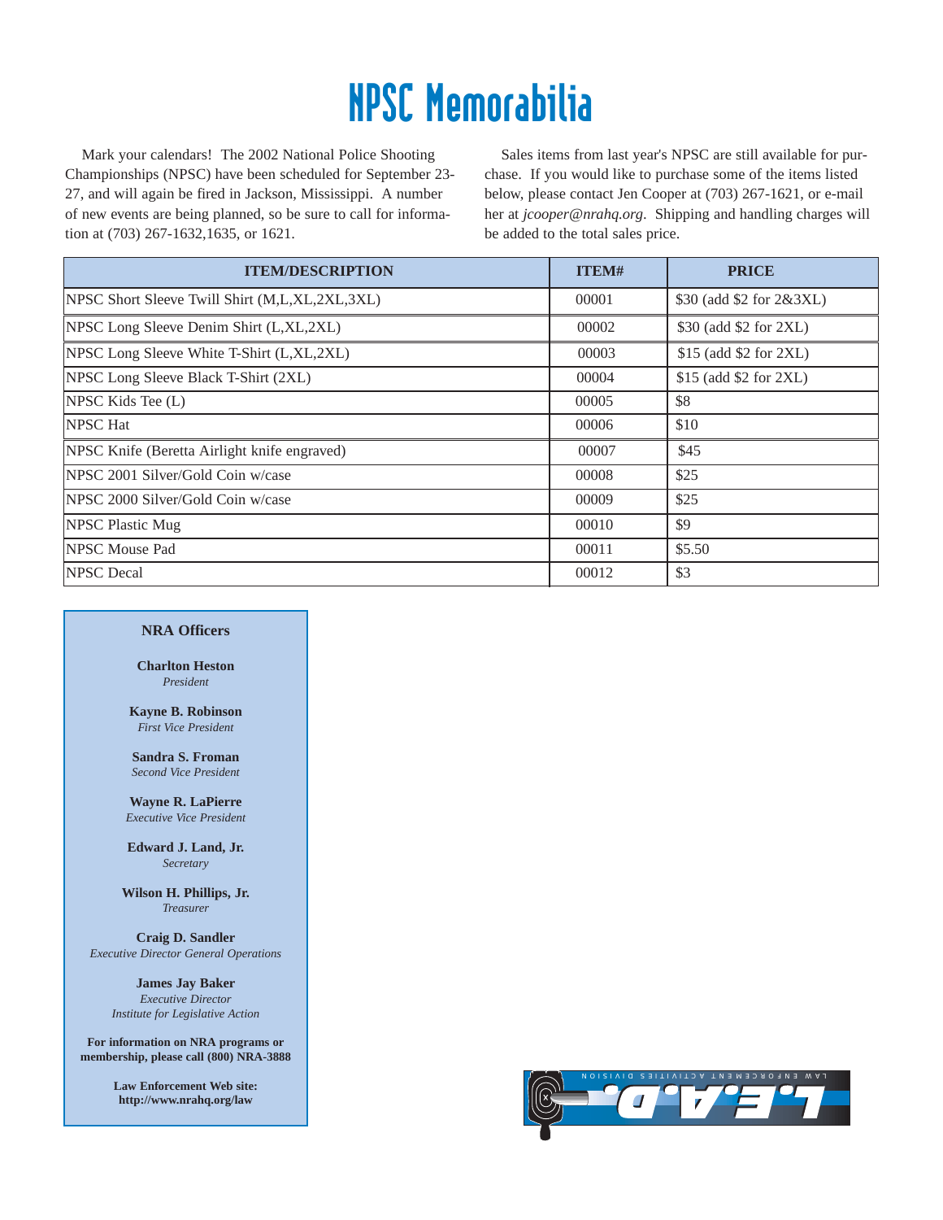# NPSC Memorabilia

Mark your calendars! The 2002 National Police Shooting Championships (NPSC) have been scheduled for September 23-27, and will again be fired in Jackson, Mississippi. A number of new events are being planned, so be sure to call for information at (703) 267-1632,1635, or 1621.

Sales items from last year's NPSC are still available for purchase. If you would like to purchase some of the items listed below, please contact Jen Cooper at (703) 267-1621, or e-mail her at *jcooper@nrahq.org*. Shipping and handling charges will be added to the total sales price.

| ITEM/DESCRIPTION | ITEM# | PRICE |
|---|---|---|
| NPSC Short Sleeve Twill Shirt (M,L,XL,2XL,3XL) | 00001 | $30 (add $2 for 2&3XL) |
| NPSC Long Sleeve Denim Shirt (L,XL,2XL) | 00002 | $30 (add $2 for 2XL) |
| NPSC Long Sleeve White T-Shirt (L,XL,2XL) | 00003 | $15 (add $2 for 2XL) |
| NPSC Long Sleeve Black T-Shirt (2XL) | 00004 | $15 (add $2 for 2XL) |
| NPSC Kids Tee (L) | 00005 | $8 |
| NPSC Hat | 00006 | $10 |
| NPSC Knife (Beretta Airlight knife engraved) | 00007 | $45 |
| NPSC 2001 Silver/Gold Coin w/case | 00008 | $25 |
| NPSC 2000 Silver/Gold Coin w/case | 00009 | $25 |
| NPSC Plastic Mug | 00010 | $9 |
| NPSC Mouse Pad | 00011 | $5.50 |
| NPSC Decal | 00012 | $3 |

**NRA Officers**

**Charlton Heston**
*President*

**Kayne B. Robinson**
*First Vice President*

**Sandra S. Froman**
*Second Vice President*

**Wayne R. LaPierre**
*Executive Vice President*

**Edward J. Land, Jr.**
*Secretary*

**Wilson H. Phillips, Jr.**
*Treasurer*

**Craig D. Sandler**
*Executive Director General Operations*

**James Jay Baker**
*Executive Director*
*Institute for Legislative Action*

**For information on NRA programs or membership, please call (800) NRA-3888**

**Law Enforcement Web site:**
**http://www.nrahq.org/law**

L.E.A.D. LAW ENFORCEMENT ACTIVITIES DIVISION